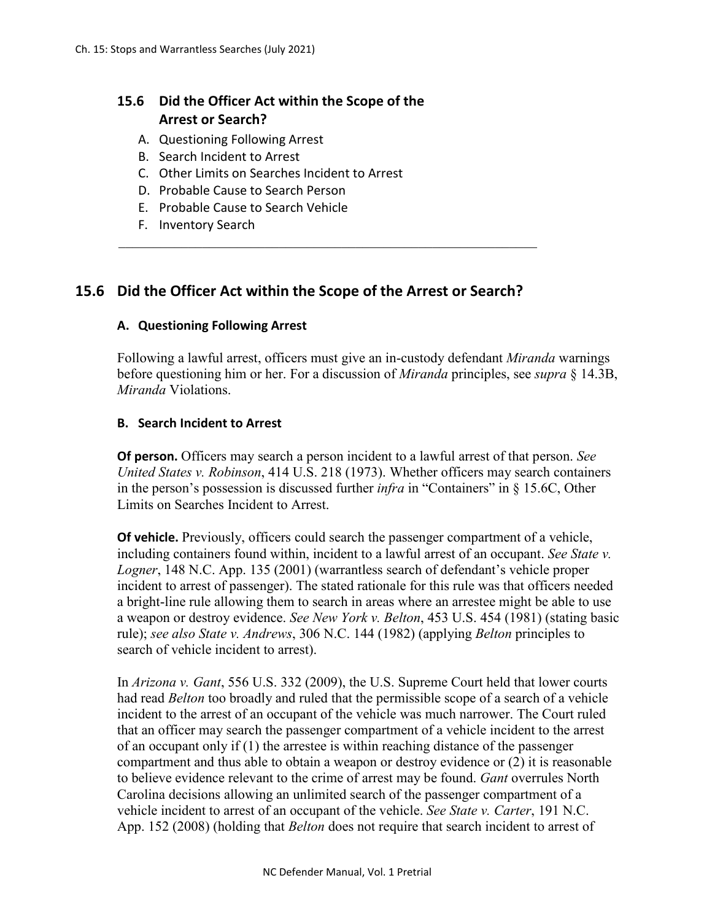## 15.6 Did the Officer Act within the Scope of the Arrest or Search?

A. Questioning Following Arrest
B. Search Incident to Arrest
C. Other Limits on Searches Incident to Arrest
D. Probable Cause to Search Person
E. Probable Cause to Search Vehicle
F. Inventory Search

---

## 15.6 Did the Officer Act within the Scope of the Arrest or Search?

### A. Questioning Following Arrest

Following a lawful arrest, officers must give an in-custody defendant *Miranda* warnings before questioning him or her. For a discussion of *Miranda* principles, see *supra* § 14.3B, *Miranda* Violations.

### B. Search Incident to Arrest

**Of person.** Officers may search a person incident to a lawful arrest of that person. *See United States v. Robinson*, 414 U.S. 218 (1973). Whether officers may search containers in the person's possession is discussed further *infra* in "Containers" in § 15.6C, Other Limits on Searches Incident to Arrest.

**Of vehicle.** Previously, officers could search the passenger compartment of a vehicle, including containers found within, incident to a lawful arrest of an occupant. *See State v. Logner*, 148 N.C. App. 135 (2001) (warrantless search of defendant's vehicle proper incident to arrest of passenger). The stated rationale for this rule was that officers needed a bright-line rule allowing them to search in areas where an arrestee might be able to use a weapon or destroy evidence. *See New York v. Belton*, 453 U.S. 454 (1981) (stating basic rule); *see also State v. Andrews*, 306 N.C. 144 (1982) (applying *Belton* principles to search of vehicle incident to arrest).

In *Arizona v. Gant*, 556 U.S. 332 (2009), the U.S. Supreme Court held that lower courts had read *Belton* too broadly and ruled that the permissible scope of a search of a vehicle incident to the arrest of an occupant of the vehicle was much narrower. The Court ruled that an officer may search the passenger compartment of a vehicle incident to the arrest of an occupant only if (1) the arrestee is within reaching distance of the passenger compartment and thus able to obtain a weapon or destroy evidence or (2) it is reasonable to believe evidence relevant to the crime of arrest may be found. *Gant* overrules North Carolina decisions allowing an unlimited search of the passenger compartment of a vehicle incident to arrest of an occupant of the vehicle. *See State v. Carter*, 191 N.C. App. 152 (2008) (holding that *Belton* does not require that search incident to arrest of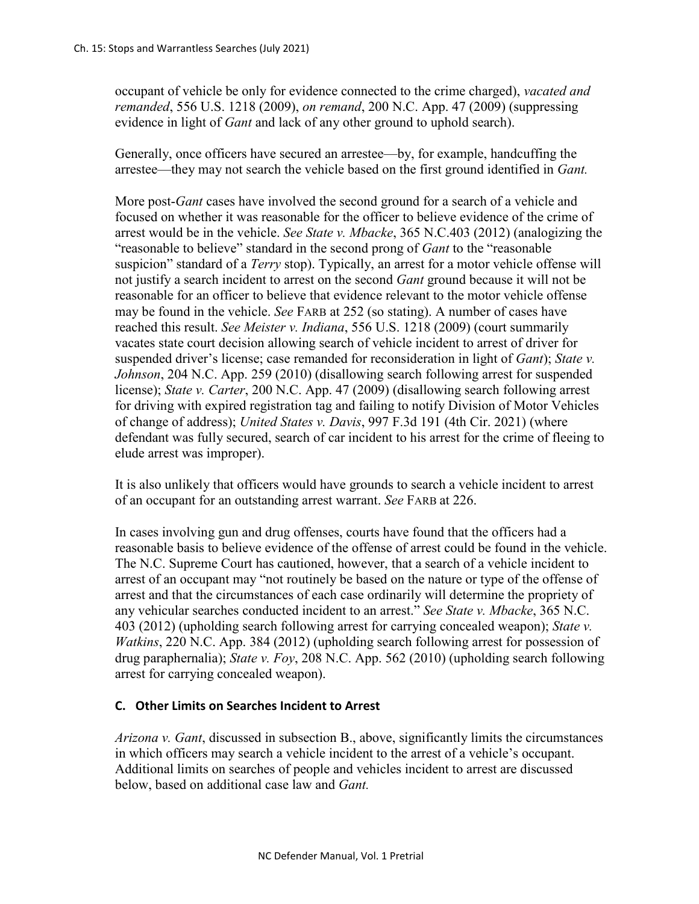occupant of vehicle be only for evidence connected to the crime charged), *vacated and remanded*, 556 U.S. 1218 (2009), *on remand*, 200 N.C. App. 47 (2009) (suppressing evidence in light of *Gant* and lack of any other ground to uphold search).

Generally, once officers have secured an arrestee—by, for example, handcuffing the arrestee—they may not search the vehicle based on the first ground identified in *Gant.*

More post-*Gant* cases have involved the second ground for a search of a vehicle and focused on whether it was reasonable for the officer to believe evidence of the crime of arrest would be in the vehicle. *See State v. Mbacke*, 365 N.C.403 (2012) (analogizing the "reasonable to believe" standard in the second prong of *Gant* to the "reasonable suspicion" standard of a *Terry* stop). Typically, an arrest for a motor vehicle offense will not justify a search incident to arrest on the second *Gant* ground because it will not be reasonable for an officer to believe that evidence relevant to the motor vehicle offense may be found in the vehicle. *See* FARB at 252 (so stating). A number of cases have reached this result. *See Meister v. Indiana*, 556 U.S. 1218 (2009) (court summarily vacates state court decision allowing search of vehicle incident to arrest of driver for suspended driver's license; case remanded for reconsideration in light of *Gant*); *State v. Johnson*, 204 N.C. App. 259 (2010) (disallowing search following arrest for suspended license); *State v. Carter*, 200 N.C. App. 47 (2009) (disallowing search following arrest for driving with expired registration tag and failing to notify Division of Motor Vehicles of change of address); *United States v. Davis*, 997 F.3d 191 (4th Cir. 2021) (where defendant was fully secured, search of car incident to his arrest for the crime of fleeing to elude arrest was improper).

It is also unlikely that officers would have grounds to search a vehicle incident to arrest of an occupant for an outstanding arrest warrant. *See* FARB at 226.

In cases involving gun and drug offenses, courts have found that the officers had a reasonable basis to believe evidence of the offense of arrest could be found in the vehicle. The N.C. Supreme Court has cautioned, however, that a search of a vehicle incident to arrest of an occupant may "not routinely be based on the nature or type of the offense of arrest and that the circumstances of each case ordinarily will determine the propriety of any vehicular searches conducted incident to an arrest." *See State v. Mbacke*, 365 N.C. 403 (2012) (upholding search following arrest for carrying concealed weapon); *State v. Watkins*, 220 N.C. App. 384 (2012) (upholding search following arrest for possession of drug paraphernalia); *State v. Foy*, 208 N.C. App. 562 (2010) (upholding search following arrest for carrying concealed weapon).

### C. Other Limits on Searches Incident to Arrest

*Arizona v. Gant*, discussed in subsection B., above, significantly limits the circumstances in which officers may search a vehicle incident to the arrest of a vehicle's occupant. Additional limits on searches of people and vehicles incident to arrest are discussed below, based on additional case law and *Gant.*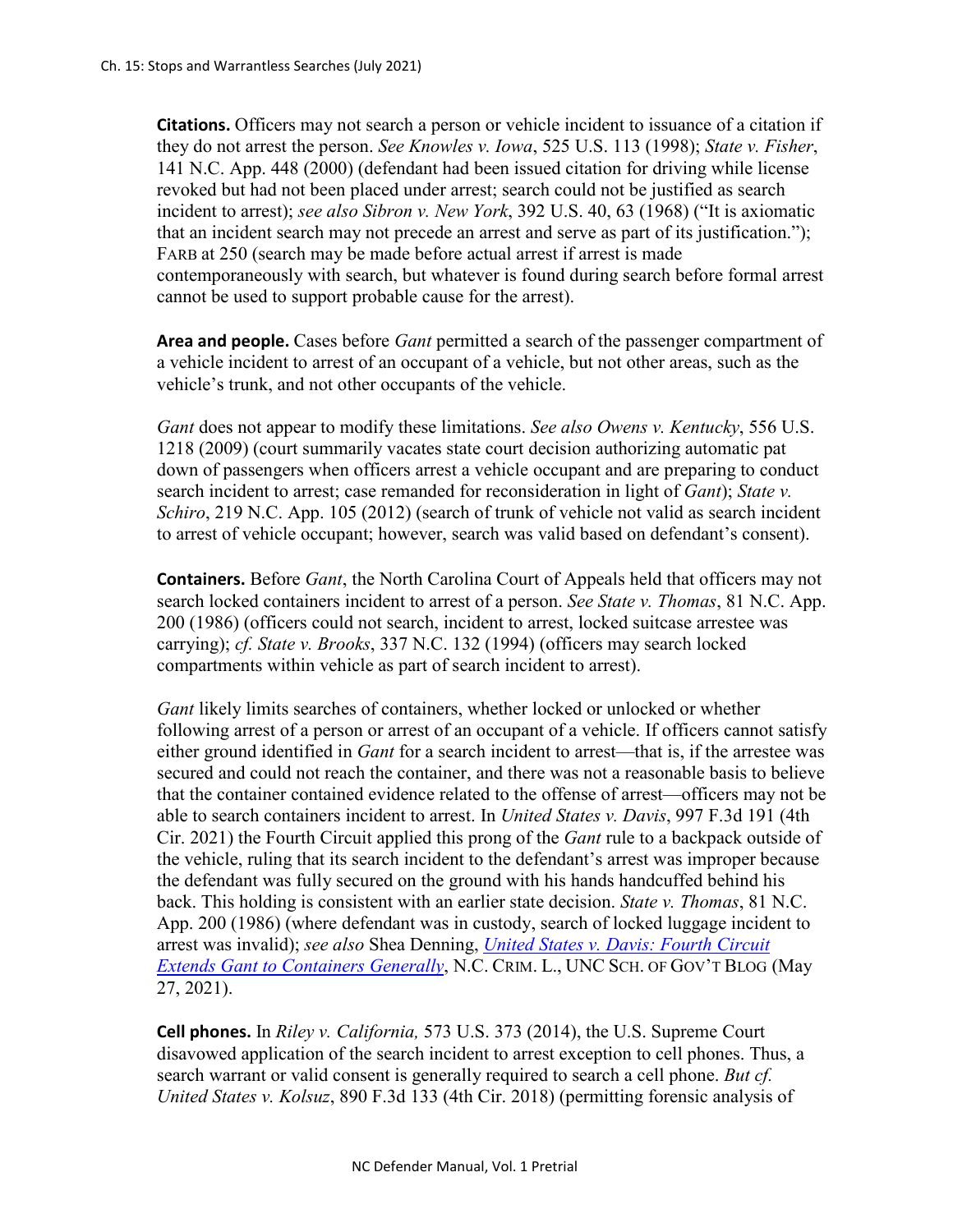**Citations.** Officers may not search a person or vehicle incident to issuance of a citation if they do not arrest the person. *See Knowles v. Iowa*, 525 U.S. 113 (1998); *State v. Fisher*, 141 N.C. App. 448 (2000) (defendant had been issued citation for driving while license revoked but had not been placed under arrest; search could not be justified as search incident to arrest); *see also Sibron v. New York*, 392 U.S. 40, 63 (1968) ("It is axiomatic that an incident search may not precede an arrest and serve as part of its justification."); FARB at 250 (search may be made before actual arrest if arrest is made contemporaneously with search, but whatever is found during search before formal arrest cannot be used to support probable cause for the arrest).

**Area and people.** Cases before *Gant* permitted a search of the passenger compartment of a vehicle incident to arrest of an occupant of a vehicle, but not other areas, such as the vehicle's trunk, and not other occupants of the vehicle.

*Gant* does not appear to modify these limitations. *See also Owens v. Kentucky*, 556 U.S. 1218 (2009) (court summarily vacates state court decision authorizing automatic pat down of passengers when officers arrest a vehicle occupant and are preparing to conduct search incident to arrest; case remanded for reconsideration in light of *Gant*); *State v. Schiro*, 219 N.C. App. 105 (2012) (search of trunk of vehicle not valid as search incident to arrest of vehicle occupant; however, search was valid based on defendant's consent).

**Containers.** Before *Gant*, the North Carolina Court of Appeals held that officers may not search locked containers incident to arrest of a person. *See State v. Thomas*, 81 N.C. App. 200 (1986) (officers could not search, incident to arrest, locked suitcase arrestee was carrying); *cf. State v. Brooks*, 337 N.C. 132 (1994) (officers may search locked compartments within vehicle as part of search incident to arrest).

*Gant* likely limits searches of containers, whether locked or unlocked or whether following arrest of a person or arrest of an occupant of a vehicle. If officers cannot satisfy either ground identified in *Gant* for a search incident to arrest—that is, if the arrestee was secured and could not reach the container, and there was not a reasonable basis to believe that the container contained evidence related to the offense of arrest—officers may not be able to search containers incident to arrest. In *United States v. Davis*, 997 F.3d 191 (4th Cir. 2021) the Fourth Circuit applied this prong of the *Gant* rule to a backpack outside of the vehicle, ruling that its search incident to the defendant's arrest was improper because the defendant was fully secured on the ground with his hands handcuffed behind his back. This holding is consistent with an earlier state decision. *State v. Thomas*, 81 N.C. App. 200 (1986) (where defendant was in custody, search of locked luggage incident to arrest was invalid); *see also* Shea Denning, *United States v. Davis: Fourth Circuit Extends Gant to Containers Generally*, N.C. CRIM. L., UNC SCH. OF GOV'T BLOG (May 27, 2021).

**Cell phones.** In *Riley v. California,* 573 U.S. 373 (2014), the U.S. Supreme Court disavowed application of the search incident to arrest exception to cell phones. Thus, a search warrant or valid consent is generally required to search a cell phone. *But cf. United States v. Kolsuz*, 890 F.3d 133 (4th Cir. 2018) (permitting forensic analysis of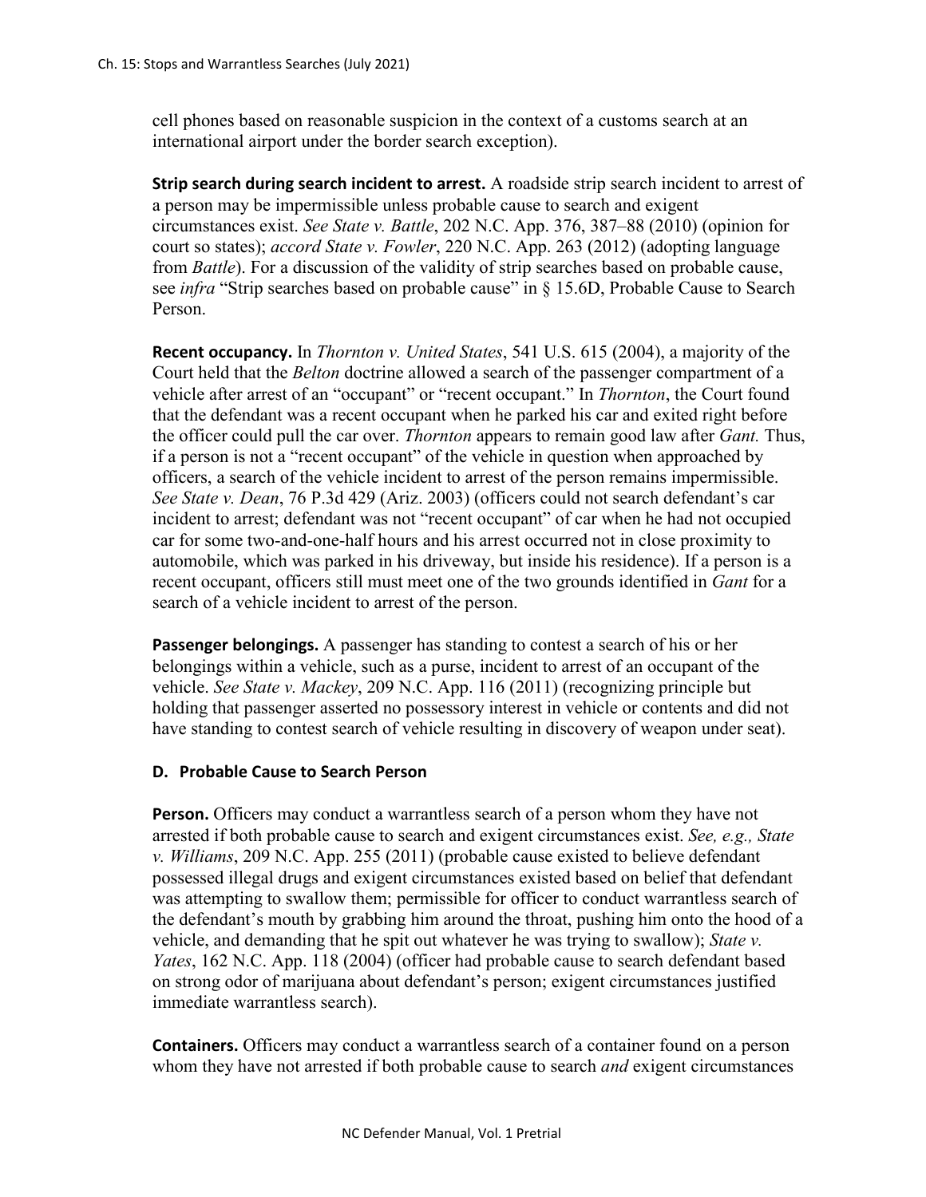cell phones based on reasonable suspicion in the context of a customs search at an international airport under the border search exception).

**Strip search during search incident to arrest.** A roadside strip search incident to arrest of a person may be impermissible unless probable cause to search and exigent circumstances exist. *See State v. Battle*, 202 N.C. App. 376, 387–88 (2010) (opinion for court so states); *accord State v. Fowler*, 220 N.C. App. 263 (2012) (adopting language from *Battle*). For a discussion of the validity of strip searches based on probable cause, see *infra* "Strip searches based on probable cause" in § 15.6D, Probable Cause to Search Person.

**Recent occupancy.** In *Thornton v. United States*, 541 U.S. 615 (2004), a majority of the Court held that the *Belton* doctrine allowed a search of the passenger compartment of a vehicle after arrest of an "occupant" or "recent occupant." In *Thornton*, the Court found that the defendant was a recent occupant when he parked his car and exited right before the officer could pull the car over. *Thornton* appears to remain good law after *Gant.* Thus, if a person is not a "recent occupant" of the vehicle in question when approached by officers, a search of the vehicle incident to arrest of the person remains impermissible. *See State v. Dean*, 76 P.3d 429 (Ariz. 2003) (officers could not search defendant's car incident to arrest; defendant was not "recent occupant" of car when he had not occupied car for some two-and-one-half hours and his arrest occurred not in close proximity to automobile, which was parked in his driveway, but inside his residence). If a person is a recent occupant, officers still must meet one of the two grounds identified in *Gant* for a search of a vehicle incident to arrest of the person.

**Passenger belongings.** A passenger has standing to contest a search of his or her belongings within a vehicle, such as a purse, incident to arrest of an occupant of the vehicle. *See State v. Mackey*, 209 N.C. App. 116 (2011) (recognizing principle but holding that passenger asserted no possessory interest in vehicle or contents and did not have standing to contest search of vehicle resulting in discovery of weapon under seat).

### D. Probable Cause to Search Person

**Person.** Officers may conduct a warrantless search of a person whom they have not arrested if both probable cause to search and exigent circumstances exist. *See, e.g., State v. Williams*, 209 N.C. App. 255 (2011) (probable cause existed to believe defendant possessed illegal drugs and exigent circumstances existed based on belief that defendant was attempting to swallow them; permissible for officer to conduct warrantless search of the defendant's mouth by grabbing him around the throat, pushing him onto the hood of a vehicle, and demanding that he spit out whatever he was trying to swallow); *State v. Yates*, 162 N.C. App. 118 (2004) (officer had probable cause to search defendant based on strong odor of marijuana about defendant's person; exigent circumstances justified immediate warrantless search).

**Containers.** Officers may conduct a warrantless search of a container found on a person whom they have not arrested if both probable cause to search *and* exigent circumstances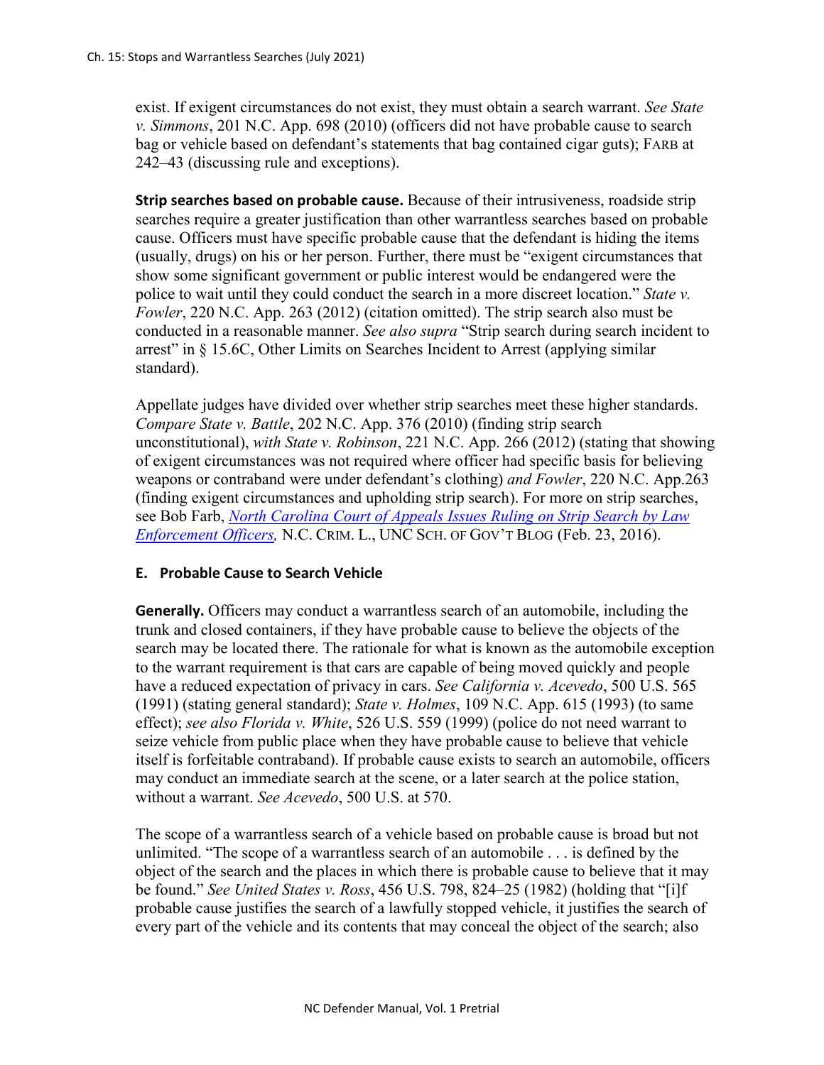exist. If exigent circumstances do not exist, they must obtain a search warrant. *See State v. Simmons*, 201 N.C. App. 698 (2010) (officers did not have probable cause to search bag or vehicle based on defendant's statements that bag contained cigar guts); FARB at 242–43 (discussing rule and exceptions).

**Strip searches based on probable cause.** Because of their intrusiveness, roadside strip searches require a greater justification than other warrantless searches based on probable cause. Officers must have specific probable cause that the defendant is hiding the items (usually, drugs) on his or her person. Further, there must be "exigent circumstances that show some significant government or public interest would be endangered were the police to wait until they could conduct the search in a more discreet location." *State v. Fowler*, 220 N.C. App. 263 (2012) (citation omitted). The strip search also must be conducted in a reasonable manner. *See also supra* "Strip search during search incident to arrest" in § 15.6C, Other Limits on Searches Incident to Arrest (applying similar standard).

Appellate judges have divided over whether strip searches meet these higher standards. *Compare State v. Battle*, 202 N.C. App. 376 (2010) (finding strip search unconstitutional), *with State v. Robinson*, 221 N.C. App. 266 (2012) (stating that showing of exigent circumstances was not required where officer had specific basis for believing weapons or contraband were under defendant's clothing) *and Fowler*, 220 N.C. App.263 (finding exigent circumstances and upholding strip search). For more on strip searches, see Bob Farb, *North Carolina Court of Appeals Issues Ruling on Strip Search by Law Enforcement Officers,* N.C. CRIM. L., UNC SCH. OF GOV'T BLOG (Feb. 23, 2016).

## E. Probable Cause to Search Vehicle

**Generally.** Officers may conduct a warrantless search of an automobile, including the trunk and closed containers, if they have probable cause to believe the objects of the search may be located there. The rationale for what is known as the automobile exception to the warrant requirement is that cars are capable of being moved quickly and people have a reduced expectation of privacy in cars. *See California v. Acevedo*, 500 U.S. 565 (1991) (stating general standard); *State v. Holmes*, 109 N.C. App. 615 (1993) (to same effect); *see also Florida v. White*, 526 U.S. 559 (1999) (police do not need warrant to seize vehicle from public place when they have probable cause to believe that vehicle itself is forfeitable contraband). If probable cause exists to search an automobile, officers may conduct an immediate search at the scene, or a later search at the police station, without a warrant. *See Acevedo*, 500 U.S. at 570.

The scope of a warrantless search of a vehicle based on probable cause is broad but not unlimited. "The scope of a warrantless search of an automobile . . . is defined by the object of the search and the places in which there is probable cause to believe that it may be found." *See United States v. Ross*, 456 U.S. 798, 824–25 (1982) (holding that "[i]f probable cause justifies the search of a lawfully stopped vehicle, it justifies the search of every part of the vehicle and its contents that may conceal the object of the search; also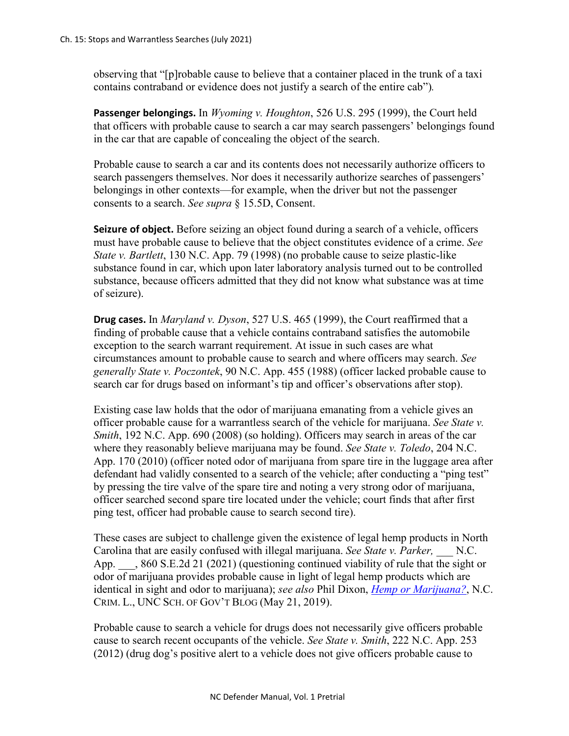observing that "[p]robable cause to believe that a container placed in the trunk of a taxi contains contraband or evidence does not justify a search of the entire cab").

**Passenger belongings.** In *Wyoming v. Houghton*, 526 U.S. 295 (1999), the Court held that officers with probable cause to search a car may search passengers' belongings found in the car that are capable of concealing the object of the search.

Probable cause to search a car and its contents does not necessarily authorize officers to search passengers themselves. Nor does it necessarily authorize searches of passengers' belongings in other contexts—for example, when the driver but not the passenger consents to a search. *See supra* § 15.5D, Consent.

**Seizure of object.** Before seizing an object found during a search of a vehicle, officers must have probable cause to believe that the object constitutes evidence of a crime. *See State v. Bartlett*, 130 N.C. App. 79 (1998) (no probable cause to seize plastic-like substance found in car, which upon later laboratory analysis turned out to be controlled substance, because officers admitted that they did not know what substance was at time of seizure).

**Drug cases.** In *Maryland v. Dyson*, 527 U.S. 465 (1999), the Court reaffirmed that a finding of probable cause that a vehicle contains contraband satisfies the automobile exception to the search warrant requirement. At issue in such cases are what circumstances amount to probable cause to search and where officers may search. *See generally State v. Poczontek*, 90 N.C. App. 455 (1988) (officer lacked probable cause to search car for drugs based on informant's tip and officer's observations after stop).

Existing case law holds that the odor of marijuana emanating from a vehicle gives an officer probable cause for a warrantless search of the vehicle for marijuana. *See State v. Smith*, 192 N.C. App. 690 (2008) (so holding). Officers may search in areas of the car where they reasonably believe marijuana may be found. *See State v. Toledo*, 204 N.C. App. 170 (2010) (officer noted odor of marijuana from spare tire in the luggage area after defendant had validly consented to a search of the vehicle; after conducting a "ping test" by pressing the tire valve of the spare tire and noting a very strong odor of marijuana, officer searched second spare tire located under the vehicle; court finds that after first ping test, officer had probable cause to search second tire).

These cases are subject to challenge given the existence of legal hemp products in North Carolina that are easily confused with illegal marijuana. *See State v. Parker,* ___ N.C. App. ___, 860 S.E.2d 21 (2021) (questioning continued viability of rule that the sight or odor of marijuana provides probable cause in light of legal hemp products which are identical in sight and odor to marijuana); *see also* Phil Dixon, *Hemp or Marijuana?*, N.C. CRIM. L., UNC SCH. OF GOV'T BLOG (May 21, 2019).

Probable cause to search a vehicle for drugs does not necessarily give officers probable cause to search recent occupants of the vehicle. *See State v. Smith*, 222 N.C. App. 253 (2012) (drug dog's positive alert to a vehicle does not give officers probable cause to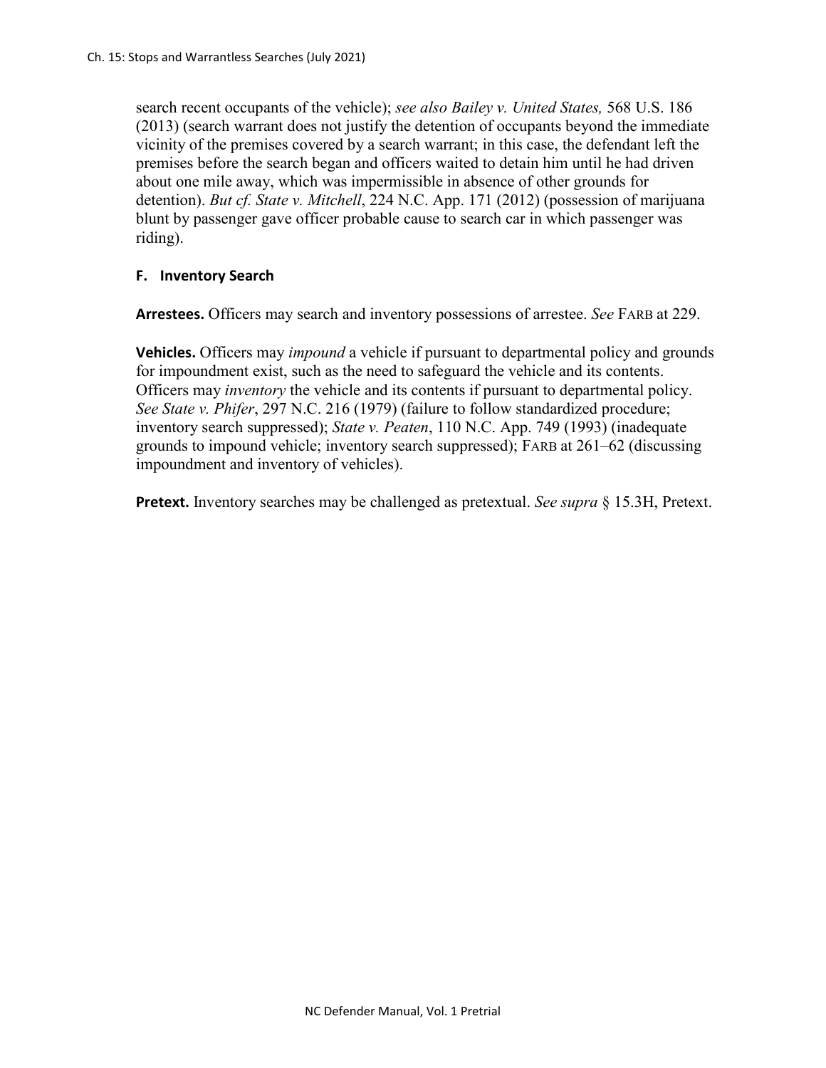search recent occupants of the vehicle); *see also Bailey v. United States,* 568 U.S. 186 (2013) (search warrant does not justify the detention of occupants beyond the immediate vicinity of the premises covered by a search warrant; in this case, the defendant left the premises before the search began and officers waited to detain him until he had driven about one mile away, which was impermissible in absence of other grounds for detention). *But cf. State v. Mitchell*, 224 N.C. App. 171 (2012) (possession of marijuana blunt by passenger gave officer probable cause to search car in which passenger was riding).

### F. Inventory Search

**Arrestees.** Officers may search and inventory possessions of arrestee. *See* FARB at 229.

**Vehicles.** Officers may *impound* a vehicle if pursuant to departmental policy and grounds for impoundment exist, such as the need to safeguard the vehicle and its contents. Officers may *inventory* the vehicle and its contents if pursuant to departmental policy. *See State v. Phifer*, 297 N.C. 216 (1979) (failure to follow standardized procedure; inventory search suppressed); *State v. Peaten*, 110 N.C. App. 749 (1993) (inadequate grounds to impound vehicle; inventory search suppressed); FARB at 261–62 (discussing impoundment and inventory of vehicles).

**Pretext.** Inventory searches may be challenged as pretextual. *See supra* § 15.3H, Pretext.